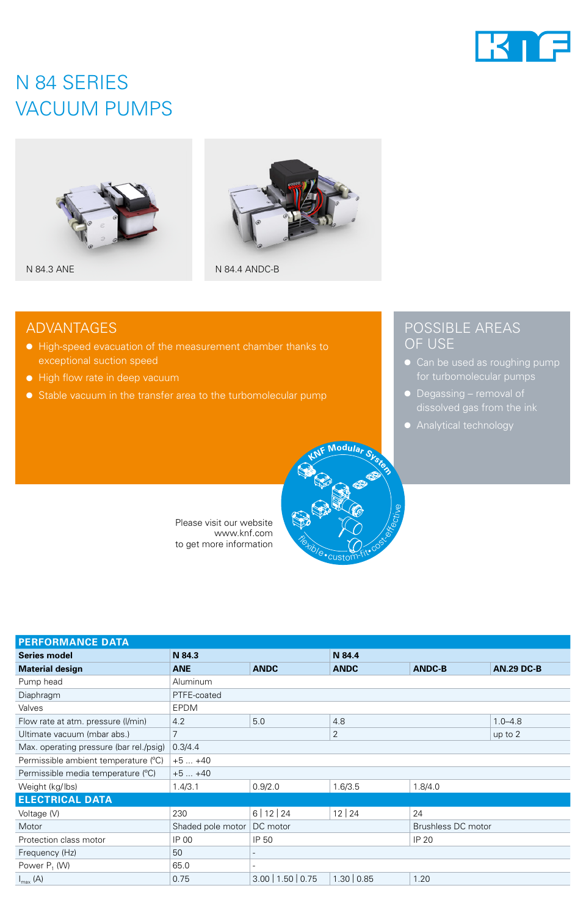# N 84 SERIES VACUUM PUMPS

N 84.3 ANE

N 84.4 ANDC-B

## ADVANTAGES

- High-speed evacuation of the measurement chamber thanks to exceptional suction speed
- High flow rate in deep vacuum
- Stable vacuum in the transfer area to the turbomolecular pump

## POSSIBLE AREAS OF USE

- Can be used as roughing pump for turbomolecular pumps
- Degassing – removal of dissolved gas from the ink
- Analytical technology

Please visit our website
www.knf.com
to get more information

| PERFORMANCE DATA | | | | | |
|---|---|---|---|---|---|
| **Series model** | **N 84.3** | | **N 84.4** | | |
| **Material design** | **ANE** | **ANDC** | **ANDC** | **ANDC-B** | **AN.29 DC-B** |
| Pump head | Aluminum | | | | |
| Diaphragm | PTFE-coated | | | | |
| Valves | EPDM | | | | |
| Flow rate at atm. pressure (l/min) | 4.2 | 5.0 | 4.8 | | 1.0–4.8 |
| Ultimate vacuum (mbar abs.) | 7 | | 2 | | up to 2 |
| Max. operating pressure (bar rel./psig) | 0.3/4.4 | | | | |
| Permissible ambient temperature (°C) | +5 ... +40 | | | | |
| Permissible media temperature (°C) | +5 ... +40 | | | | |
| Weight (kg/lbs) | 1.4/3.1 | 0.9/2.0 | 1.6/3.5 | 1.8/4.0 | |
| **ELECTRICAL DATA** | | | | | |
| Voltage (V) | 230 | 6 \| 12 \| 24 | 12 \| 24 | 24 | |
| Motor | Shaded pole motor | DC motor | | Brushless DC motor | |
| Protection class motor | IP 00 | IP 50 | | IP 20 | |
| Frequency (Hz) | 50 | - | | | |
| Power $P_1$ (W) | 65.0 | - | | | |
| $I_{max}$ (A) | 0.75 | 3.00 \| 1.50 \| 0.75 | 1.30 \| 0.85 | 1.20 | |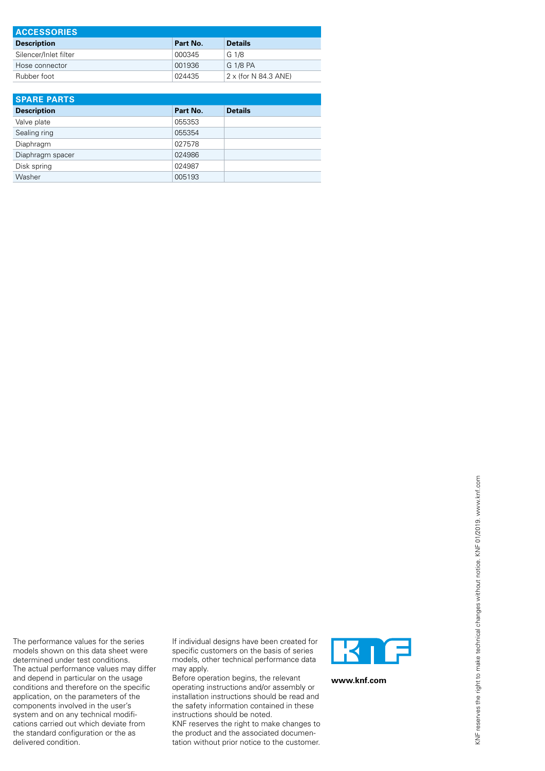## ACCESSORIES

| Description | Part No. | Details |
|---|---|---|
| Silencer/Inlet filter | 000345 | G 1/8 |
| Hose connector | 001936 | G 1/8 PA |
| Rubber foot | 024435 | 2 x (for N 84.3 ANE) |

## SPARE PARTS

| Description | Part No. | Details |
|---|---|---|
| Valve plate | 055353 | |
| Sealing ring | 055354 | |
| Diaphragm | 027578 | |
| Diaphragm spacer | 024986 | |
| Disk spring | 024987 | |
| Washer | 005193 | |

The performance values for the series models shown on this data sheet were determined under test conditions. The actual performance values may differ and depend in particular on the usage conditions and therefore on the specific application, on the parameters of the components involved in the user's system and on any technical modifications carried out which deviate from the standard configuration or the as delivered condition.

If individual designs have been created for specific customers on the basis of series models, other technical performance data may apply.
Before operation begins, the relevant operating instructions and/or assembly or installation instructions should be read and the safety information contained in these instructions should be noted.
KNF reserves the right to make changes to the product and the associated documentation without prior notice to the customer.

**www.knf.com**

KNF reserves the right to make technical changes without notice. KNF 01/2019. www.knf.com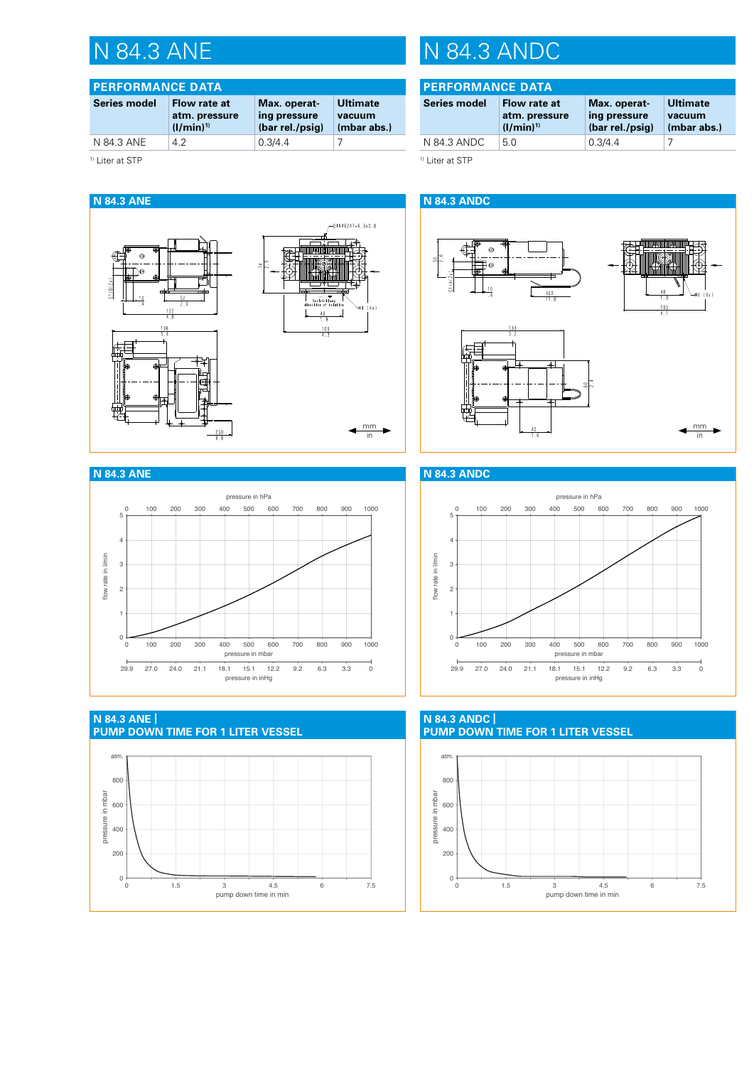# N 84.3 ANE

## PERFORMANCE DATA

| Series model | Flow rate at atm. pressure (l/min)[1] | Max. operating pressure (bar rel./psig) | Ultimate vacuum (mbar abs.) |
|---|---|---|---|
| N 84.3 ANE | 4.2 | 0.3/4.4 | 7 |

[1] Liter at STP

## N 84.3 ANE

## N 84.3 ANE

## N 84.3 ANE | PUMP DOWN TIME FOR 1 LITER VESSEL

# N 84.3 ANDC

## PERFORMANCE DATA

| Series model | Flow rate at atm. pressure (l/min)[1] | Max. operating pressure (bar rel./psig) | Ultimate vacuum (mbar abs.) |
|---|---|---|---|
| N 84.3 ANDC | 5.0 | 0.3/4.4 | 7 |

[1] Liter at STP

## N 84.3 ANDC

## N 84.3 ANDC

## N 84.3 ANDC | PUMP DOWN TIME FOR 1 LITER VESSEL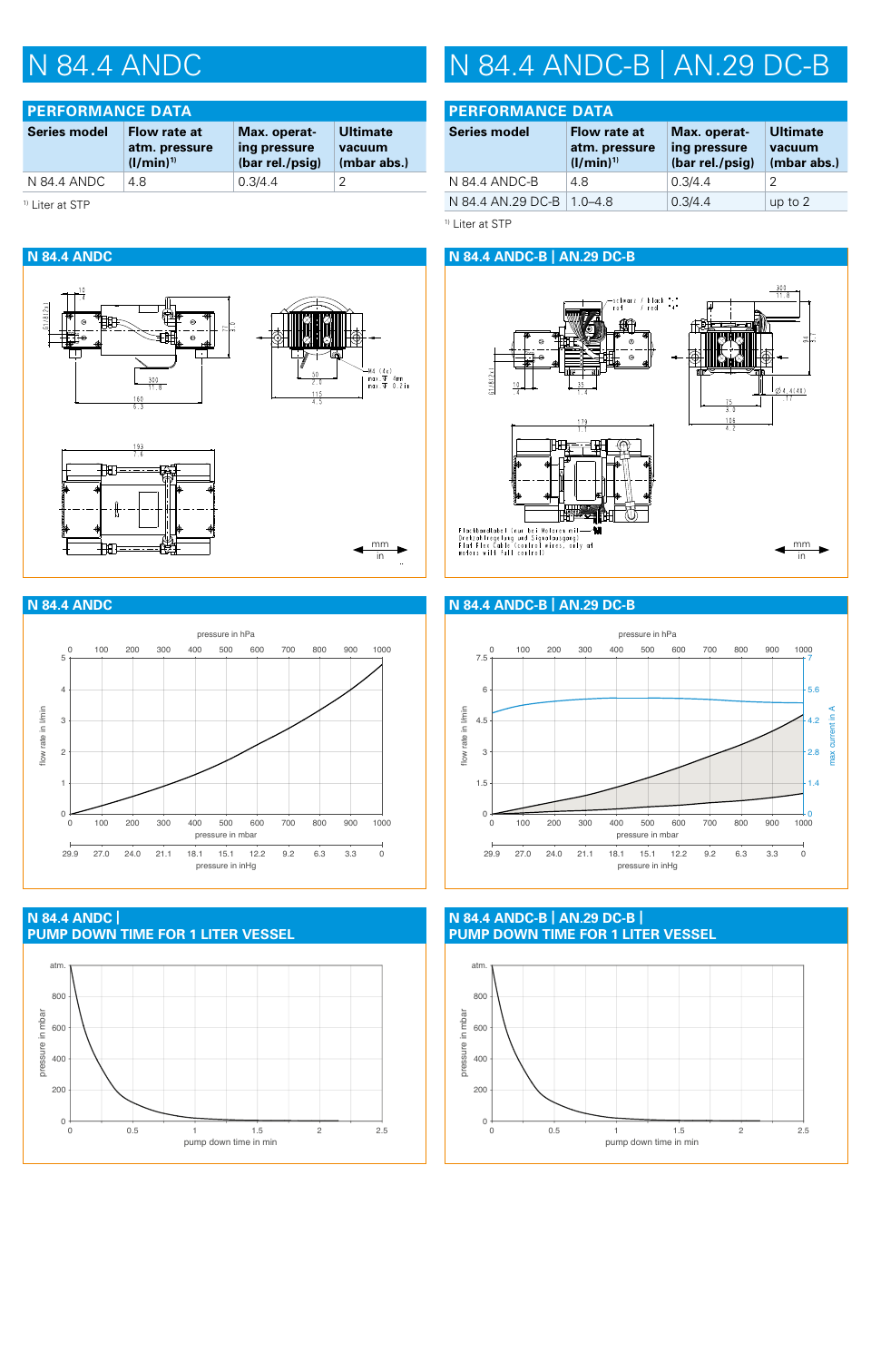# N 84.4 ANDC

## PERFORMANCE DATA

| Series model | Flow rate at atm. pressure (l/min)[1] | Max. operating pressure (bar rel./psig) | Ultimate vacuum (mbar abs.) |
|---|---|---|---|
| N 84.4 ANDC | 4.8 | 0.3/4.4 | 2 |

[1] Liter at STP

## N 84.4 ANDC

G1/8(2x)
10
0.4
300
11.8
160
6.3
77
3.0
50
2.0
115
4.5
M4 (4x)
max. 4mm
max. 0.2in
193
7.6
mm
in

## N 84.4 ANDC

pressure in hPa
0 100 200 300 400 500 600 700 800 900 1000
flow rate in l/min
0 1 2 3 4 5
pressure in mbar
0 100 200 300 400 500 600 700 800 900 1000
pressure in inHg
29.9 27.0 24.0 21.1 18.1 15.1 12.2 9.2 6.3 3.3 0

## N 84.4 ANDC | PUMP DOWN TIME FOR 1 LITER VESSEL

pressure in mbar
0 200 400 600 800 atm.
pump down time in min
0 0.5 1 1.5 2 2.5

# N 84.4 ANDC-B | AN.29 DC-B

## PERFORMANCE DATA

| Series model | Flow rate at atm. pressure (l/min)[1] | Max. operating pressure (bar rel./psig) | Ultimate vacuum (mbar abs.) |
|---|---|---|---|
| N 84.4 ANDC-B | 4.8 | 0.3/4.4 | 2 |
| N 84.4 AN.29 DC-B | 1.0–4.8 | 0.3/4.4 | up to 2 |

[1] Liter at STP

## N 84.4 ANDC-B | AN.29 DC-B

schwarz / black
rot / red
G1/8(2x)
10
0.4
35
1.4
300
11.8
94
3.7
Ø4.4(4x)
0.17
75
3.0
106
4.2
179
7.1
Flachbandkabel (nur bei Motoren mit Drehzahlregelung und Signalausgang)
Flat Flex Cable (control wires, only at motors with full control)
mm
in

## N 84.4 ANDC-B | AN.29 DC-B

pressure in hPa
0 100 200 300 400 500 600 700 800 900 1000
flow rate in l/min
0 1.5 3 4.5 6 7.5
max current in A
0 1.4 2.8 4.2 5.6 7
pressure in mbar
0 100 200 300 400 500 600 700 800 900 1000
pressure in inHg
29.9 27.0 24.0 21.1 18.1 15.1 12.2 9.2 6.3 3.3 0

## N 84.4 ANDC-B | AN.29 DC-B | PUMP DOWN TIME FOR 1 LITER VESSEL

pressure in mbar
0 200 400 600 800 atm.
pump down time in min
0 0.5 1 1.5 2 2.5